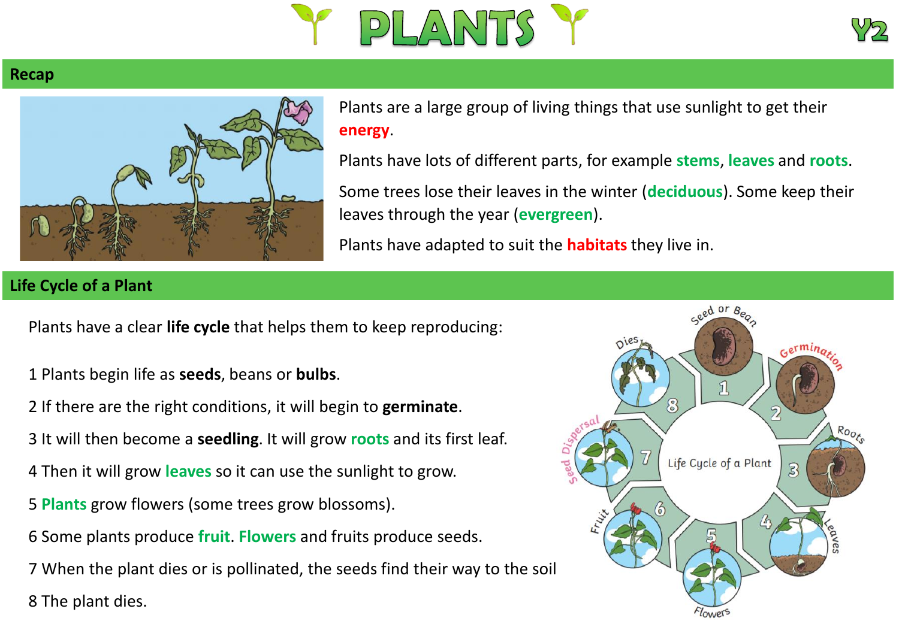# PLANTS

Y2

## Recap

Plants are a large group of living things that use sunlight to get their **energy**.

Plants have lots of different parts, for example **stems**, **leaves** and **roots**.

Some trees lose their leaves in the winter (**deciduous**). Some keep their leaves through the year (**evergreen**).

Plants have adapted to suit the **habitats** they live in.

## Life Cycle of a Plant

Plants have a clear **life cycle** that helps them to keep reproducing:

1 Plants begin life as **seeds**, beans or **bulbs**.

2 If there are the right conditions, it will begin to **germinate**.

3 It will then become a **seedling**. It will grow **roots** and its first leaf.

4 Then it will grow **leaves** so it can use the sunlight to grow.

5 **Plants** grow flowers (some trees grow blossoms).

6 Some plants produce **fruit**. **Flowers** and fruits produce seeds.

7 When the plant dies or is pollinated, the seeds find their way to the soil

8 The plant dies.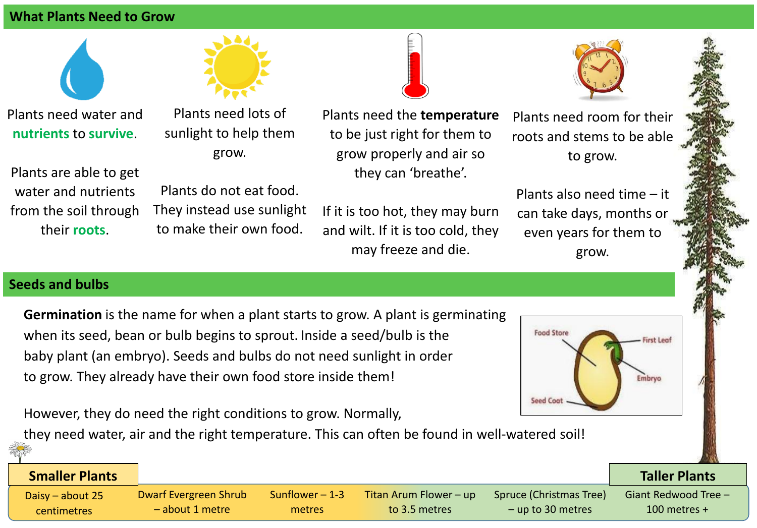## What Plants Need to Grow

Plants need water and **nutrients** to **survive**.

Plants are able to get water and nutrients from the soil through their **roots**.

Plants need lots of sunlight to help them grow.

Plants do not eat food. They instead use sunlight to make their own food.

Plants need the **temperature** to be just right for them to grow properly and air so they can 'breathe'.

If it is too hot, they may burn and wilt. If it is too cold, they may freeze and die.

Plants need room for their roots and stems to be able to grow.

Plants also need time – it can take days, months or even years for them to grow.

## Seeds and bulbs

**Germination** is the name for when a plant starts to grow. A plant is germinating when its seed, bean or bulb begins to sprout. Inside a seed/bulb is the baby plant (an embryo). Seeds and bulbs do not need sunlight in order to grow. They already have their own food store inside them!

Food Store
First Leaf
Embryo
Seed Coat

However, they do need the right conditions to grow. Normally, they need water, air and the right temperature. This can often be found in well-watered soil!

| **Smaller Plants** | | | | | **Taller Plants** |
|---|---|---|---|---|---|
| Daisy – about 25 centimetres | Dwarf Evergreen Shrub – about 1 metre | Sunflower – 1-3 metres | Titan Arum Flower – up to 3.5 metres | Spruce (Christmas Tree) – up to 30 metres | Giant Redwood Tree – 100 metres + |